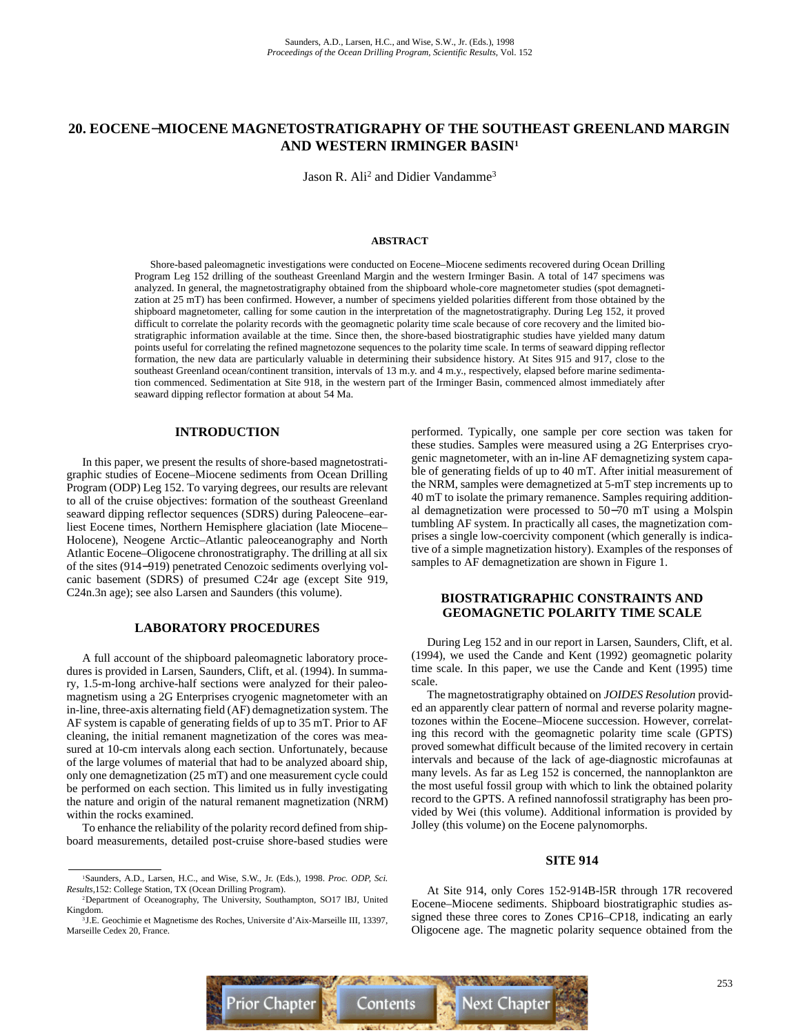# 20. EOCENE–MIOCENE MAGNETOSTRATIGRAPHY OF THE SOUTHEAST GREENLAND MARGIN AND WESTERN IRMINGER BASIN[1]

Jason R. Ali[2] and Didier Vandamme[3]

## ABSTRACT

Shore-based paleomagnetic investigations were conducted on Eocene–Miocene sediments recovered during Ocean Drilling Program Leg 152 drilling of the southeast Greenland Margin and the western Irminger Basin. A total of 147 specimens was analyzed. In general, the magnetostratigraphy obtained from the shipboard whole-core magnetometer studies (spot demagnetization at 25 mT) has been confirmed. However, a number of specimens yielded polarities different from those obtained by the shipboard magnetometer, calling for some caution in the interpretation of the magnetostratigraphy. During Leg 152, it proved difficult to correlate the polarity records with the geomagnetic polarity time scale because of core recovery and the limited biostratigraphic information available at the time. Since then, the shore-based biostratigraphic studies have yielded many datum points useful for correlating the refined magnetozone sequences to the polarity time scale. In terms of seaward dipping reflector formation, the new data are particularly valuable in determining their subsidence history. At Sites 915 and 917, close to the southeast Greenland ocean/continent transition, intervals of 13 m.y. and 4 m.y., respectively, elapsed before marine sedimentation commenced. Sedimentation at Site 918, in the western part of the Irminger Basin, commenced almost immediately after seaward dipping reflector formation at about 54 Ma.

## INTRODUCTION

In this paper, we present the results of shore-based magnetostratigraphic studies of Eocene–Miocene sediments from Ocean Drilling Program (ODP) Leg 152. To varying degrees, our results are relevant to all of the cruise objectives: formation of the southeast Greenland seaward dipping reflector sequences (SDRS) during Paleocene–earliest Eocene times, Northern Hemisphere glaciation (late Miocene–Holocene), Neogene Arctic–Atlantic paleoceanography and North Atlantic Eocene–Oligocene chronostratigraphy. The drilling at all six of the sites (914–919) penetrated Cenozoic sediments overlying volcanic basement (SDRS) of presumed C24r age (except Site 919, C24n.3n age); see also Larsen and Saunders (this volume).

## LABORATORY PROCEDURES

A full account of the shipboard paleomagnetic laboratory procedures is provided in Larsen, Saunders, Clift, et al. (1994). In summary, 1.5-m-long archive-half sections were analyzed for their paleomagnetism using a 2G Enterprises cryogenic magnetometer with an in-line, three-axis alternating field (AF) demagnetization system. The AF system is capable of generating fields of up to 35 mT. Prior to AF cleaning, the initial remanent magnetization of the cores was measured at 10-cm intervals along each section. Unfortunately, because of the large volumes of material that had to be analyzed aboard ship, only one demagnetization (25 mT) and one measurement cycle could be performed on each section. This limited us in fully investigating the nature and origin of the natural remanent magnetization (NRM) within the rocks examined.

To enhance the reliability of the polarity record defined from shipboard measurements, detailed post-cruise shore-based studies were performed. Typically, one sample per core section was taken for these studies. Samples were measured using a 2G Enterprises cryogenic magnetometer, with an in-line AF demagnetizing system capable of generating fields of up to 40 mT. After initial measurement of the NRM, samples were demagnetized at 5-mT step increments up to 40 mT to isolate the primary remanence. Samples requiring additional demagnetization were processed to 50–70 mT using a Molspin tumbling AF system. In practically all cases, the magnetization comprises a single low-coercivity component (which generally is indicative of a simple magnetization history). Examples of the responses of samples to AF demagnetization are shown in Figure 1.

## BIOSTRATIGRAPHIC CONSTRAINTS AND GEOMAGNETIC POLARITY TIME SCALE

During Leg 152 and in our report in Larsen, Saunders, Clift, et al. (1994), we used the Cande and Kent (1992) geomagnetic polarity time scale. In this paper, we use the Cande and Kent (1995) time scale.

The magnetostratigraphy obtained on *JOIDES Resolution* provided an apparently clear pattern of normal and reverse polarity magnetozones within the Eocene–Miocene succession. However, correlating this record with the geomagnetic polarity time scale (GPTS) proved somewhat difficult because of the limited recovery in certain intervals and because of the lack of age-diagnostic microfaunas at many levels. As far as Leg 152 is concerned, the nannoplankton are the most useful fossil group with which to link the obtained polarity record to the GPTS. A refined nannofossil stratigraphy has been provided by Wei (this volume). Additional information is provided by Jolley (this volume) on the Eocene palynomorphs.

## SITE 914

At Site 914, only Cores 152-914B-15R through 17R recovered Eocene–Miocene sediments. Shipboard biostratigraphic studies assigned these three cores to Zones CP16–CP18, indicating an early Oligocene age. The magnetic polarity sequence obtained from the

---

[1]Saunders, A.D., Larsen, H.C., and Wise, S.W., Jr. (Eds.), 1998. *Proc. ODP, Sci. Results*, 152: College Station, TX (Ocean Drilling Program).

[2]Department of Oceanography, The University, Southampton, SO17 1BJ, United Kingdom.

[3]J.E. Geochimie et Magnetisme des Roches, Universite d'Aix-Marseille III, 13397, Marseille Cedex 20, France.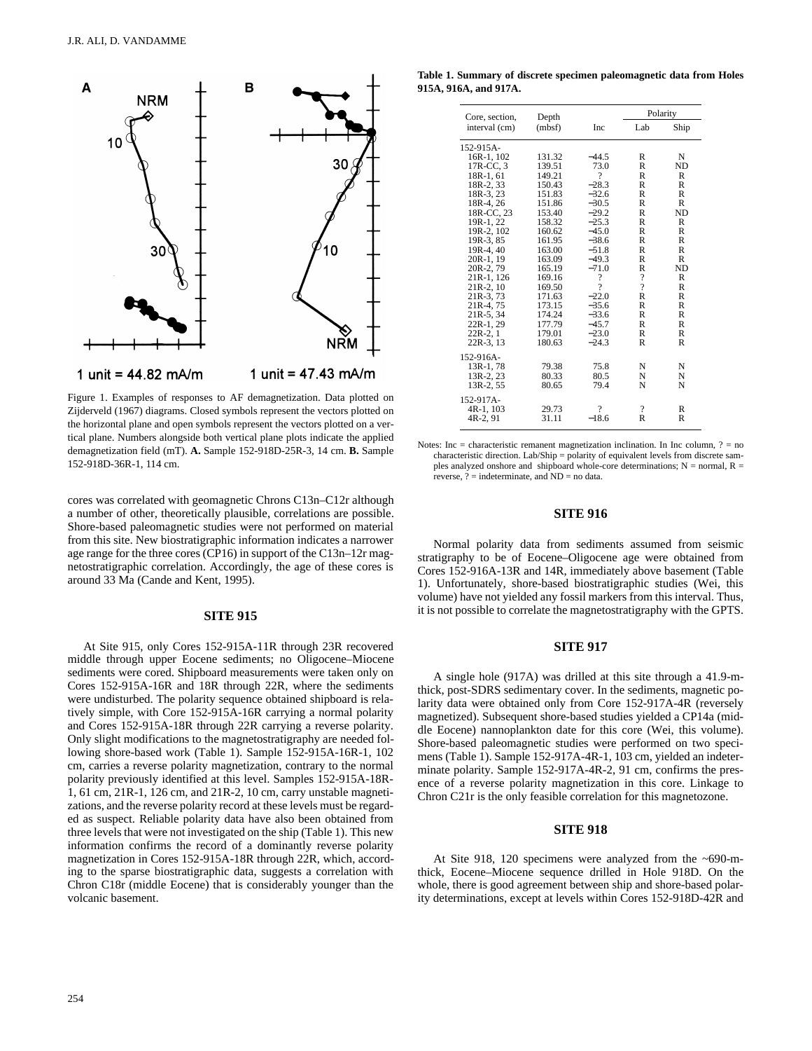Figure 1. Examples of responses to AF demagnetization. Data plotted on Zijderveld (1967) diagrams. Closed symbols represent the vectors plotted on the horizontal plane and open symbols represent the vectors plotted on a vertical plane. Numbers alongside both vertical plane plots indicate the applied demagnetization field (mT). **A.** Sample 152-918D-25R-3, 14 cm. **B.** Sample 152-918D-36R-1, 114 cm.

cores was correlated with geomagnetic Chrons C13n–C12r although a number of other, theoretically plausible, correlations are possible. Shore-based paleomagnetic studies were not performed on material from this site. New biostratigraphic information indicates a narrower age range for the three cores (CP16) in support of the C13n–12r magnetostratigraphic correlation. Accordingly, the age of these cores is around 33 Ma (Cande and Kent, 1995).

## SITE 915

At Site 915, only Cores 152-915A-11R through 23R recovered middle through upper Eocene sediments; no Oligocene–Miocene sediments were cored. Shipboard measurements were taken only on Cores 152-915A-16R and 18R through 22R, where the sediments were undisturbed. The polarity sequence obtained shipboard is relatively simple, with Core 152-915A-16R carrying a normal polarity and Cores 152-915A-18R through 22R carrying a reverse polarity. Only slight modifications to the magnetostratigraphy are needed following shore-based work (Table 1). Sample 152-915A-16R-1, 102 cm, carries a reverse polarity magnetization, contrary to the normal polarity previously identified at this level. Samples 152-915A-18R-1, 61 cm, 21R-1, 126 cm, and 21R-2, 10 cm, carry unstable magnetizations, and the reverse polarity record at these levels must be regarded as suspect. Reliable polarity data have also been obtained from three levels that were not investigated on the ship (Table 1). This new information confirms the record of a dominantly reverse polarity magnetization in Cores 152-915A-18R through 22R, which, according to the sparse biostratigraphic data, suggests a correlation with Chron C18r (middle Eocene) that is considerably younger than the volcanic basement.

**Table 1. Summary of discrete specimen paleomagnetic data from Holes 915A, 916A, and 917A.**

| Core, section, interval (cm) | Depth (mbsf) | Inc | Polarity Lab | Polarity Ship |
|---|---|---|---|---|
| 152-915A- | | | | |
| 16R-1, 102 | 131.32 | −44.5 | R | N |
| 17R-CC, 3 | 139.51 | 73.0 | R | ND |
| 18R-1, 61 | 149.21 | ? | R | R |
| 18R-2, 33 | 150.43 | −28.3 | R | R |
| 18R-3, 23 | 151.83 | −32.6 | R | R |
| 18R-4, 26 | 151.86 | −30.5 | R | R |
| 18R-CC, 23 | 153.40 | −29.2 | R | ND |
| 19R-1, 22 | 158.32 | −25.3 | R | R |
| 19R-2, 102 | 160.62 | −45.0 | R | R |
| 19R-3, 85 | 161.95 | −38.6 | R | R |
| 19R-4, 40 | 163.00 | −51.8 | R | R |
| 20R-1, 19 | 163.09 | −49.3 | R | R |
| 20R-2, 79 | 165.19 | −71.0 | R | ND |
| 21R-1, 126 | 169.16 | ? | ? | R |
| 21R-2, 10 | 169.50 | ? | ? | R |
| 21R-3, 73 | 171.63 | −22.0 | R | R |
| 21R-4, 75 | 173.15 | −35.6 | R | R |
| 21R-5, 34 | 174.24 | −33.6 | R | R |
| 22R-1, 29 | 177.79 | −45.7 | R | R |
| 22R-2, 1 | 179.01 | −23.0 | R | R |
| 22R-3, 13 | 180.63 | −24.3 | R | R |
| 152-916A- | | | | |
| 13R-1, 78 | 79.38 | 75.8 | N | N |
| 13R-2, 23 | 80.33 | 80.5 | N | N |
| 13R-2, 55 | 80.65 | 79.4 | N | N |
| 152-917A- | | | | |
| 4R-1, 103 | 29.73 | ? | ? | R |
| 4R-2, 91 | 31.11 | −18.6 | R | R |

Notes: Inc = characteristic remanent magnetization inclination. In Inc column, ? = no characteristic direction. Lab/Ship = polarity of equivalent levels from discrete samples analyzed onshore and shipboard whole-core determinations; N = normal, R = reverse, ? = indeterminate, and ND = no data.

## SITE 916

Normal polarity data from sediments assumed from seismic stratigraphy to be of Eocene–Oligocene age were obtained from Cores 152-916A-13R and 14R, immediately above basement (Table 1). Unfortunately, shore-based biostratigraphic studies (Wei, this volume) have not yielded any fossil markers from this interval. Thus, it is not possible to correlate the magnetostratigraphy with the GPTS.

## SITE 917

A single hole (917A) was drilled at this site through a 41.9-m-thick, post-SDRS sedimentary cover. In the sediments, magnetic polarity data were obtained only from Core 152-917A-4R (reversely magnetized). Subsequent shore-based studies yielded a CP14a (middle Eocene) nannoplankton date for this core (Wei, this volume). Shore-based paleomagnetic studies were performed on two specimens (Table 1). Sample 152-917A-4R-1, 103 cm, yielded an indeterminate polarity. Sample 152-917A-4R-2, 91 cm, confirms the presence of a reverse polarity magnetization in this core. Linkage to Chron C21r is the only feasible correlation for this magnetozone.

## SITE 918

At Site 918, 120 specimens were analyzed from the ~690-m-thick, Eocene–Miocene sequence drilled in Hole 918D. On the whole, there is good agreement between ship and shore-based polarity determinations, except at levels within Cores 152-918D-42R and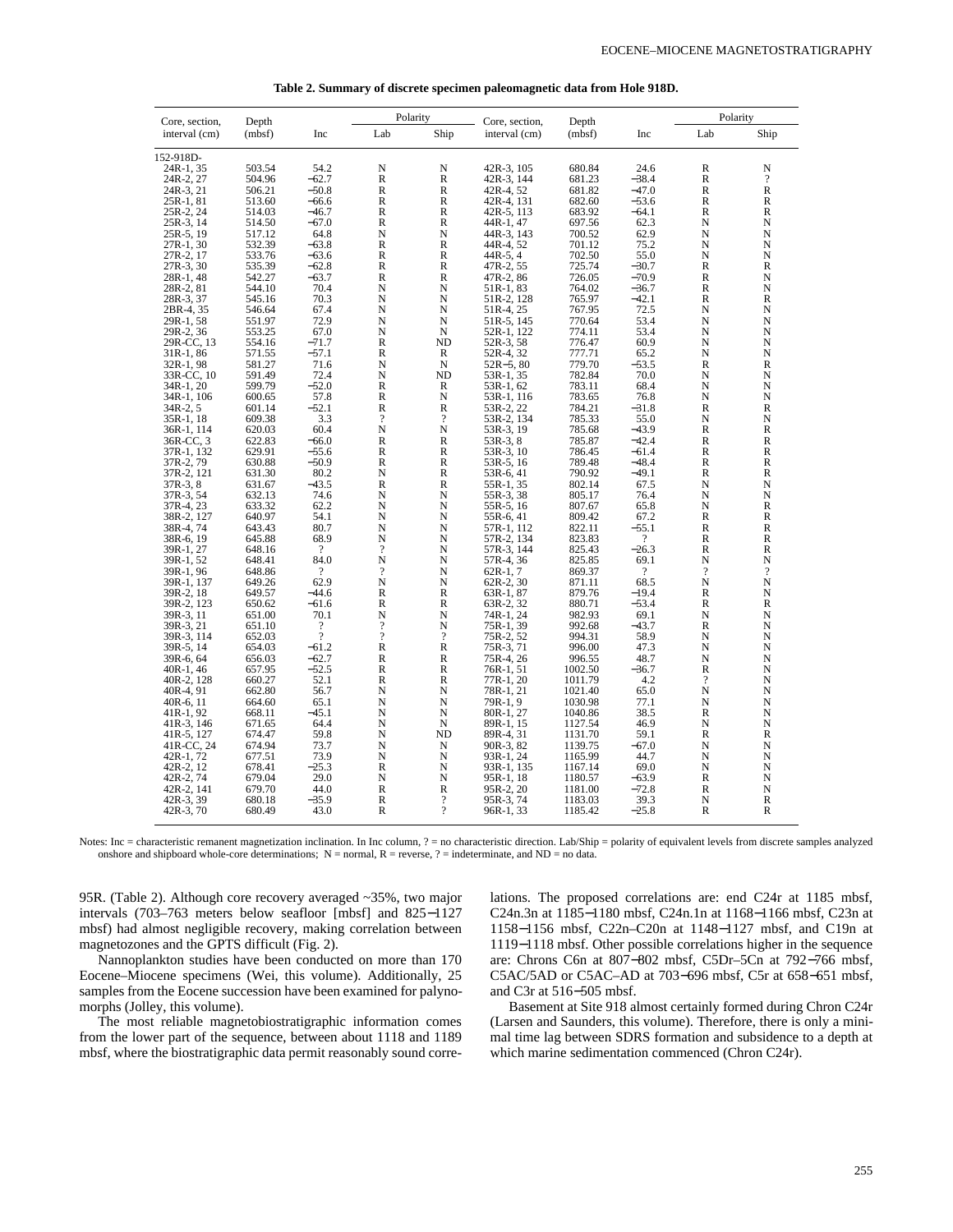**Table 2. Summary of discrete specimen paleomagnetic data from Hole 918D.**

| Core, section, interval (cm) | Depth (mbsf) | Inc | Polarity Lab | Polarity Ship | Core, section, interval (cm) | Depth (mbsf) | Inc | Polarity Lab | Polarity Ship |
|---|---|---|---|---|---|---|---|---|---|
| 152-918D- | | | | | | | | | |
| 24R-1, 35 | 503.54 | 54.2 | N | N | 42R-3, 105 | 680.84 | 24.6 | R | N |
| 24R-2, 27 | 504.96 | −62.7 | R | R | 42R-3, 144 | 681.23 | −38.4 | R | ? |
| 24R-3, 21 | 506.21 | −50.8 | R | R | 42R-4, 52 | 681.82 | −47.0 | R | R |
| 25R-1, 81 | 513.60 | −66.6 | R | R | 42R-4, 131 | 682.60 | −53.6 | R | R |
| 25R-2, 24 | 514.03 | −46.7 | R | R | 42R-5, 113 | 683.92 | −64.1 | R | R |
| 25R-3, 14 | 514.50 | −67.0 | R | R | 44R-1, 47 | 697.56 | 62.3 | N | N |
| 25R-5, 19 | 517.12 | 64.8 | N | N | 44R-3, 143 | 700.52 | 62.9 | N | N |
| 27R-1, 30 | 532.39 | −63.8 | R | R | 44R-4, 52 | 701.12 | 75.2 | N | N |
| 27R-2, 17 | 533.76 | −63.6 | R | R | 44R-5, 4 | 702.50 | 55.0 | N | N |
| 27R-3, 30 | 535.39 | −62.8 | R | R | 47R-2, 55 | 725.74 | −30.7 | R | R |
| 28R-1, 48 | 542.27 | −63.7 | R | R | 47R-2, 86 | 726.05 | −70.9 | R | N |
| 28R-2, 81 | 544.10 | 70.4 | N | N | 51R-1, 83 | 764.02 | −36.7 | R | N |
| 28R-3, 37 | 545.16 | 70.3 | N | N | 51R-2, 128 | 765.97 | −42.1 | R | R |
| 28R-4, 35 | 546.64 | 67.4 | N | N | 51R-4, 25 | 767.95 | 72.5 | N | N |
| 29R-1, 58 | 551.97 | 72.9 | N | N | 51R-5, 145 | 770.64 | 53.4 | N | N |
| 29R-2, 36 | 553.25 | 67.0 | N | N | 52R-1, 122 | 774.11 | 53.4 | N | N |
| 29R-CC, 13 | 554.16 | −71.7 | R | ND | 52R-3, 58 | 776.47 | 60.9 | N | N |
| 31R-1, 86 | 571.55 | −57.1 | R | R | 52R-4, 32 | 777.71 | 65.2 | N | N |
| 32R-1, 98 | 581.27 | 71.6 | N | N | 52R-5, 80 | 779.70 | −53.5 | R | R |
| 33R-CC, 10 | 591.49 | 72.4 | N | ND | 53R-1, 35 | 782.84 | 70.0 | N | N |
| 34R-1, 20 | 599.79 | −52.0 | R | R | 53R-1, 62 | 783.11 | 68.4 | N | N |
| 34R-1, 106 | 600.65 | 57.8 | R | N | 53R-1, 116 | 783.65 | 76.8 | N | N |
| 34R-2, 5 | 601.14 | −52.1 | R | R | 53R-2, 22 | 784.21 | −31.8 | R | R |
| 35R-1, 18 | 609.38 | 3.3 | ? | ? | 53R-2, 134 | 785.33 | 55.0 | N | N |
| 36R-1, 114 | 620.03 | 60.4 | N | N | 53R-3, 19 | 785.68 | −43.9 | R | R |
| 36R-CC, 3 | 622.83 | −66.0 | R | R | 53R-3, 8 | 785.87 | −42.4 | R | R |
| 37R-1, 132 | 629.91 | −55.6 | R | R | 53R-3, 10 | 786.45 | −61.4 | R | R |
| 37R-2, 79 | 630.88 | −50.9 | R | R | 53R-5, 16 | 789.48 | −48.4 | R | R |
| 37R-2, 121 | 631.30 | 80.2 | N | R | 53R-6, 41 | 790.92 | −49.1 | R | R |
| 37R-3, 8 | 631.67 | −43.5 | R | R | 55R-1, 35 | 802.14 | 67.5 | N | N |
| 37R-3, 54 | 632.13 | 74.6 | N | N | 55R-3, 38 | 805.17 | 76.4 | N | N |
| 37R-4, 23 | 633.32 | 62.2 | N | N | 55R-5, 16 | 807.67 | 65.8 | N | R |
| 38R-2, 127 | 640.97 | 54.1 | N | N | 55R-6, 41 | 809.42 | 67.2 | R | R |
| 38R-4, 74 | 643.43 | 80.7 | N | N | 57R-1, 112 | 822.11 | −55.1 | R | R |
| 38R-6, 19 | 645.88 | 68.9 | N | N | 57R-2, 134 | 823.83 | ? | R | R |
| 39R-1, 27 | 648.16 | ? | ? | N | 57R-3, 144 | 825.43 | −26.3 | R | R |
| 39R-1, 52 | 648.41 | 84.0 | N | N | 57R-4, 36 | 825.85 | 69.1 | N | N |
| 39R-1, 96 | 648.86 | ? | ? | N | 62R-1, 7 | 869.37 | ? | ? | ? |
| 39R-1, 137 | 649.26 | 62.9 | N | N | 62R-2, 30 | 871.11 | 68.5 | N | N |
| 39R-2, 18 | 649.57 | −44.6 | R | R | 63R-1, 87 | 879.76 | −19.4 | R | N |
| 39R-2, 123 | 650.62 | −61.6 | R | R | 63R-2, 32 | 880.71 | −53.4 | R | R |
| 39R-3, 11 | 651.00 | 70.1 | N | N | 74R-1, 24 | 982.93 | 69.1 | N | N |
| 39R-3, 21 | 651.10 | ? | ? | N | 75R-1, 39 | 992.68 | −43.7 | R | N |
| 39R-3, 114 | 652.03 | ? | ? | ? | 75R-2, 52 | 994.31 | 58.9 | N | N |
| 39R-5, 14 | 654.03 | −61.2 | R | R | 75R-3, 71 | 996.00 | 47.3 | N | N |
| 39R-6, 64 | 656.03 | −62.7 | R | R | 75R-4, 26 | 996.55 | 48.7 | N | N |
| 40R-1, 46 | 657.95 | −52.5 | R | R | 76R-1, 51 | 1002.50 | −36.7 | R | N |
| 40R-2, 128 | 660.27 | 52.1 | R | R | 77R-1, 20 | 1011.79 | 4.2 | ? | N |
| 40R-4, 91 | 662.80 | 56.7 | N | N | 78R-1, 21 | 1021.40 | 65.0 | N | N |
| 40R-6, 11 | 664.60 | 65.1 | N | N | 79R-1, 9 | 1030.98 | 77.1 | N | N |
| 41R-1, 92 | 668.11 | −45.1 | N | N | 80R-1, 27 | 1040.86 | 38.5 | R | N |
| 41R-3, 146 | 671.65 | 64.4 | N | N | 89R-1, 15 | 1127.54 | 46.9 | N | N |
| 41R-5, 127 | 674.47 | 59.8 | N | ND | 89R-4, 31 | 1131.70 | 59.1 | R | R |
| 41R-CC, 24 | 674.94 | 73.7 | N | N | 90R-3, 82 | 1139.75 | −67.0 | N | N |
| 42R-1, 72 | 677.51 | 73.9 | N | N | 93R-1, 24 | 1165.99 | 44.7 | N | N |
| 42R-2, 12 | 678.41 | −25.3 | R | N | 93R-1, 135 | 1167.14 | 69.0 | N | N |
| 42R-2, 74 | 679.04 | 29.0 | N | N | 95R-1, 18 | 1180.57 | −63.9 | R | N |
| 42R-2, 141 | 679.70 | 44.0 | R | R | 95R-2, 20 | 1181.00 | −72.8 | R | N |
| 42R-3, 39 | 680.18 | −35.9 | R | ? | 95R-3, 74 | 1183.03 | 39.3 | N | R |
| 42R-3, 70 | 680.49 | 43.0 | R | ? | 96R-1, 33 | 1185.42 | −25.8 | R | R |

Notes: Inc = characteristic remanent magnetization inclination. In Inc column, ? = no characteristic direction. Lab/Ship = polarity of equivalent levels from discrete samples analyzed onshore and shipboard whole-core determinations; N = normal, R = reverse, ? = indeterminate, and ND = no data.

95R. (Table 2). Although core recovery averaged ~35%, two major intervals (703–763 meters below seafloor [mbsf] and 825−1127 mbsf) had almost negligible recovery, making correlation between magnetozones and the GPTS difficult (Fig. 2).

Nannoplankton studies have been conducted on more than 170 Eocene–Miocene specimens (Wei, this volume). Additionally, 25 samples from the Eocene succession have been examined for palynomorphs (Jolley, this volume).

The most reliable magnetobiostratigraphic information comes from the lower part of the sequence, between about 1118 and 1189 mbsf, where the biostratigraphic data permit reasonably sound correlations. The proposed correlations are: end C24r at 1185 mbsf, C24n.3n at 1185−1180 mbsf, C24n.1n at 1168−1166 mbsf, C23n at 1158−1156 mbsf, C22n–C20n at 1148−1127 mbsf, and C19n at 1119−1118 mbsf. Other possible correlations higher in the sequence are: Chrons C6n at 807−802 mbsf, C5Dr–5Cn at 792−766 mbsf, C5AC/5AD or C5AC–AD at 703−696 mbsf, C5r at 658−651 mbsf, and C3r at 516−505 mbsf.

Basement at Site 918 almost certainly formed during Chron C24r (Larsen and Saunders, this volume). Therefore, there is only a minimal time lag between SDRS formation and subsidence to a depth at which marine sedimentation commenced (Chron C24r).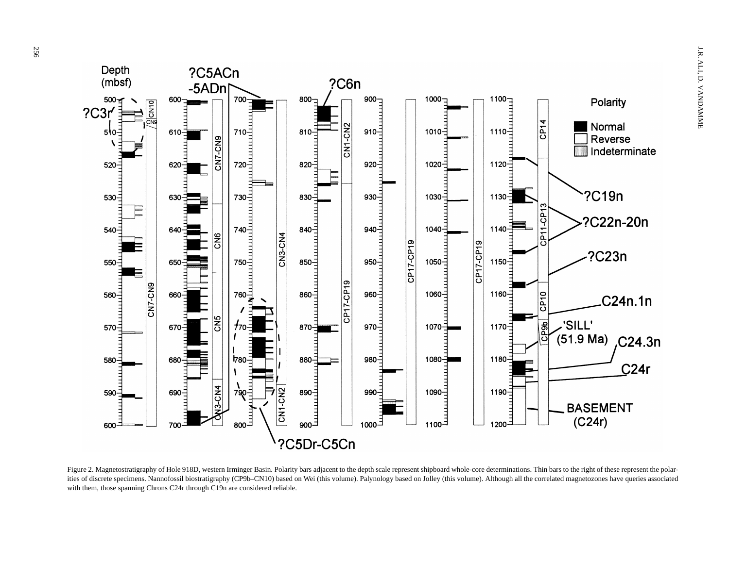Figure 2. Magnetostratigraphy of Hole 918D, western Irminger Basin. Polarity bars adjacent to the depth scale represent shipboard whole-core determinations. Thin bars to the right of these represent the polarities of discrete specimens. Nannofossil biostratigraphy (CP9b–CN10) based on Wei (this volume). Palynology based on Jolley (this volume). Although all the correlated magnetozones have queries associated with them, those spanning Chrons C24r through C19n are considered reliable.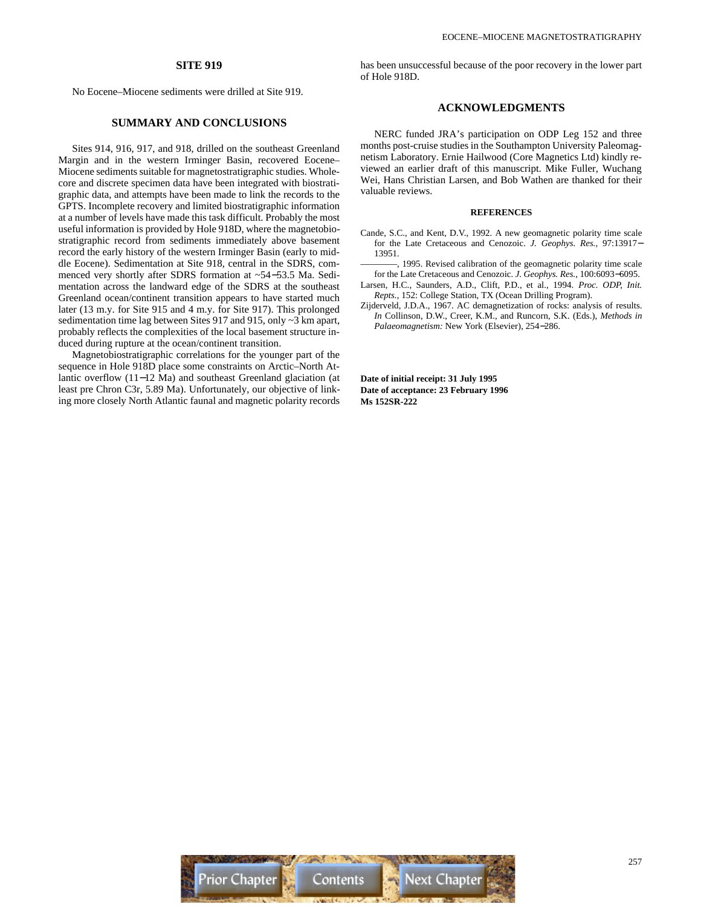## SITE 919

No Eocene–Miocene sediments were drilled at Site 919.

## SUMMARY AND CONCLUSIONS

Sites 914, 916, 917, and 918, drilled on the southeast Greenland Margin and in the western Irminger Basin, recovered Eocene–Miocene sediments suitable for magnetostratigraphic studies. Whole-core and discrete specimen data have been integrated with biostratigraphic data, and attempts have been made to link the records to the GPTS. Incomplete recovery and limited biostratigraphic information at a number of levels have made this task difficult. Probably the most useful information is provided by Hole 918D, where the magnetobiostratigraphic record from sediments immediately above basement record the early history of the western Irminger Basin (early to middle Eocene). Sedimentation at Site 918, central in the SDRS, commenced very shortly after SDRS formation at ~54−53.5 Ma. Sedimentation across the landward edge of the SDRS at the southeast Greenland ocean/continent transition appears to have started much later (13 m.y. for Site 915 and 4 m.y. for Site 917). This prolonged sedimentation time lag between Sites 917 and 915, only ~3 km apart, probably reflects the complexities of the local basement structure induced during rupture at the ocean/continent transition.

Magnetobiostratigraphic correlations for the younger part of the sequence in Hole 918D place some constraints on Arctic–North Atlantic overflow (11−12 Ma) and southeast Greenland glaciation (at least pre Chron C3r, 5.89 Ma). Unfortunately, our objective of linking more closely North Atlantic faunal and magnetic polarity records has been unsuccessful because of the poor recovery in the lower part of Hole 918D.

## ACKNOWLEDGMENTS

NERC funded JRA's participation on ODP Leg 152 and three months post-cruise studies in the Southampton University Paleomagnetism Laboratory. Ernie Hailwood (Core Magnetics Ltd) kindly reviewed an earlier draft of this manuscript. Mike Fuller, Wuchang Wei, Hans Christian Larsen, and Bob Wathen are thanked for their valuable reviews.

### REFERENCES

Cande, S.C., and Kent, D.V., 1992. A new geomagnetic polarity time scale for the Late Cretaceous and Cenozoic. *J. Geophys. Res.,* 97:13917−13951.

————, 1995. Revised calibration of the geomagnetic polarity time scale for the Late Cretaceous and Cenozoic. *J. Geophys. Res.,* 100:6093−6095.

Larsen, H.C., Saunders, A.D., Clift, P.D., et al., 1994. *Proc. ODP, Init. Repts.,* 152: College Station, TX (Ocean Drilling Program).

Zijderveld, J.D.A., 1967. AC demagnetization of rocks: analysis of results. *In* Collinson, D.W., Creer, K.M., and Runcorn, S.K. (Eds.), *Methods in Palaeomagnetism:* New York (Elsevier), 254−286.

**Date of initial receipt: 31 July 1995**
**Date of acceptance: 23 February 1996**
**Ms 152SR-222**